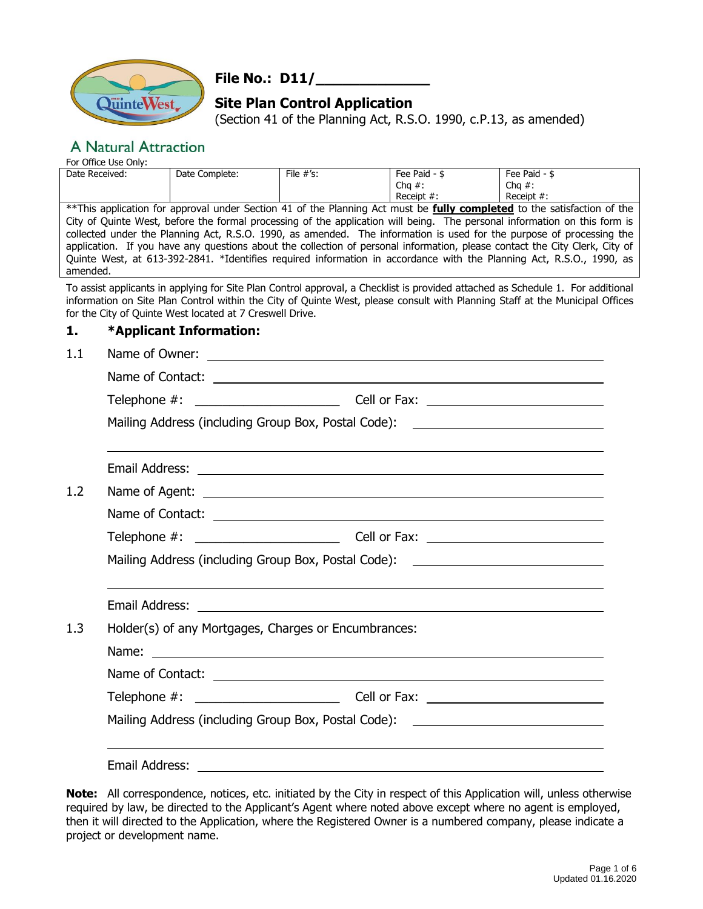# File No.: D11/______________

## Site Plan Control Application

(Section 41 of the Planning Act, R.S.O. 1990, c.P.13, as amended)

A Natural Attraction

For Office Use Only:

| Date Received: | Date Complete: | File #'s: | Fee Paid - $<br>Chq #:<br>Receipt #: | Fee Paid - $<br>Chq #:<br>Receipt #: |
|---|---|---|---|---|

**This application for approval under Section 41 of the Planning Act must be **fully completed** to the satisfaction of the City of Quinte West, before the formal processing of the application will being. The personal information on this form is collected under the Planning Act, R.S.O. 1990, as amended. The information is used for the purpose of processing the application. If you have any questions about the collection of personal information, please contact the City Clerk, City of Quinte West, at 613-392-2841. *Identifies required information in accordance with the Planning Act, R.S.O., 1990, as amended.

To assist applicants in applying for Site Plan Control approval, a Checklist is provided attached as Schedule 1. For additional information on Site Plan Control within the City of Quinte West, please consult with Planning Staff at the Municipal Offices for the City of Quinte West located at 7 Creswell Drive.

## 1. *Applicant Information:

1.1 Name of Owner: ______________________________

Name of Contact: ______________________________

Telephone #: ____________________ Cell or Fax: ____________________

Mailing Address (including Group Box, Postal Code): ______________________________

______________________________

Email Address: ______________________________

1.2 Name of Agent: ______________________________

Name of Contact: ______________________________

Telephone #: ____________________ Cell or Fax: ____________________

Mailing Address (including Group Box, Postal Code): ______________________________

______________________________

Email Address: ______________________________

1.3 Holder(s) of any Mortgages, Charges or Encumbrances:

Name: ______________________________

Name of Contact: ______________________________

Telephone #: ____________________ Cell or Fax: ____________________

Mailing Address (including Group Box, Postal Code): ______________________________

______________________________

Email Address: ______________________________

**Note:** All correspondence, notices, etc. initiated by the City in respect of this Application will, unless otherwise required by law, be directed to the Applicant's Agent where noted above except where no agent is employed, then it will directed to the Application, where the Registered Owner is a numbered company, please indicate a project or development name.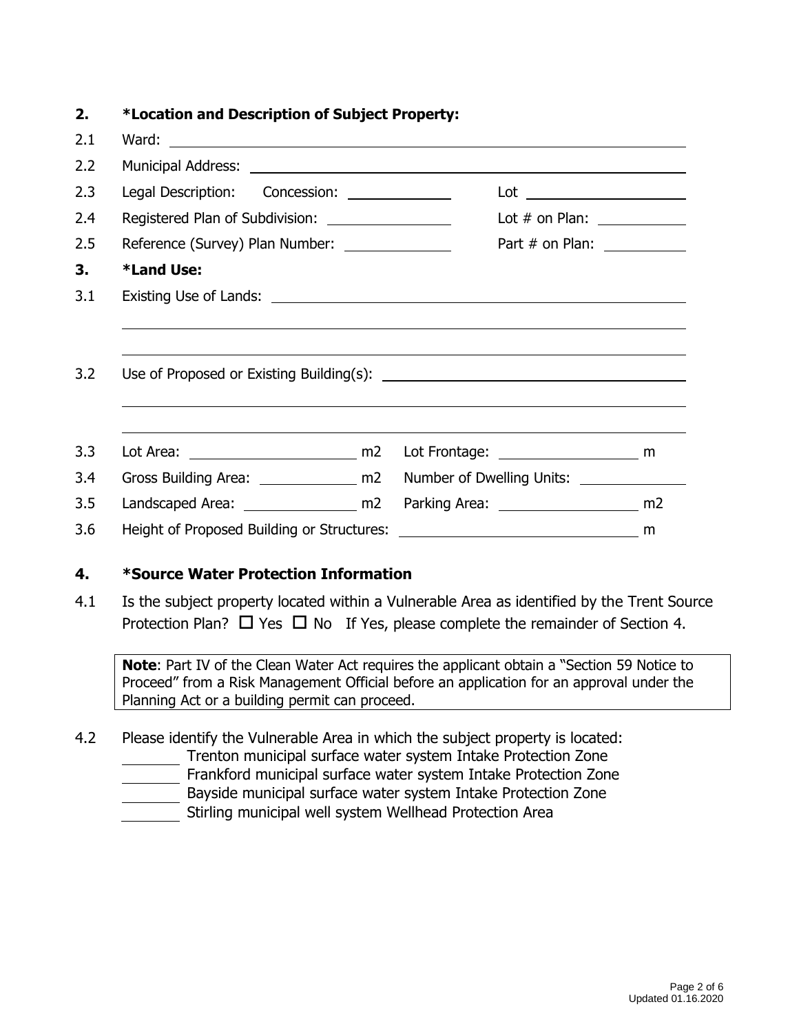## 2. *Location and Description of Subject Property:

2.1 Ward: ______________________________

2.2 Municipal Address: ______________________________

2.3 Legal Description: Concession: ______________ Lot ______________

2.4 Registered Plan of Subdivision: ______________ Lot # on Plan: ______________

2.5 Reference (Survey) Plan Number: ______________ Part # on Plan: ______________

## 3. *Land Use:

3.1 Existing Use of Lands: ______________________________

______________________________

______________________________

3.2 Use of Proposed or Existing Building(s): ______________________________

______________________________

______________________________

3.3 Lot Area: ______________ m2 Lot Frontage: ______________ m

3.4 Gross Building Area: ______________ m2 Number of Dwelling Units: ______________

3.5 Landscaped Area: ______________ m2 Parking Area: ______________ m2

3.6 Height of Proposed Building or Structures: ______________ m

## 4. *Source Water Protection Information

4.1 Is the subject property located within a Vulnerable Area as identified by the Trent Source Protection Plan? ☐ Yes ☐ No If Yes, please complete the remainder of Section 4.

> **Note**: Part IV of the Clean Water Act requires the applicant obtain a "Section 59 Notice to Proceed" from a Risk Management Official before an application for an approval under the Planning Act or a building permit can proceed.

4.2 Please identify the Vulnerable Area in which the subject property is located:

- ________ Trenton municipal surface water system Intake Protection Zone
- ________ Frankford municipal surface water system Intake Protection Zone
- ________ Bayside municipal surface water system Intake Protection Zone
- ________ Stirling municipal well system Wellhead Protection Area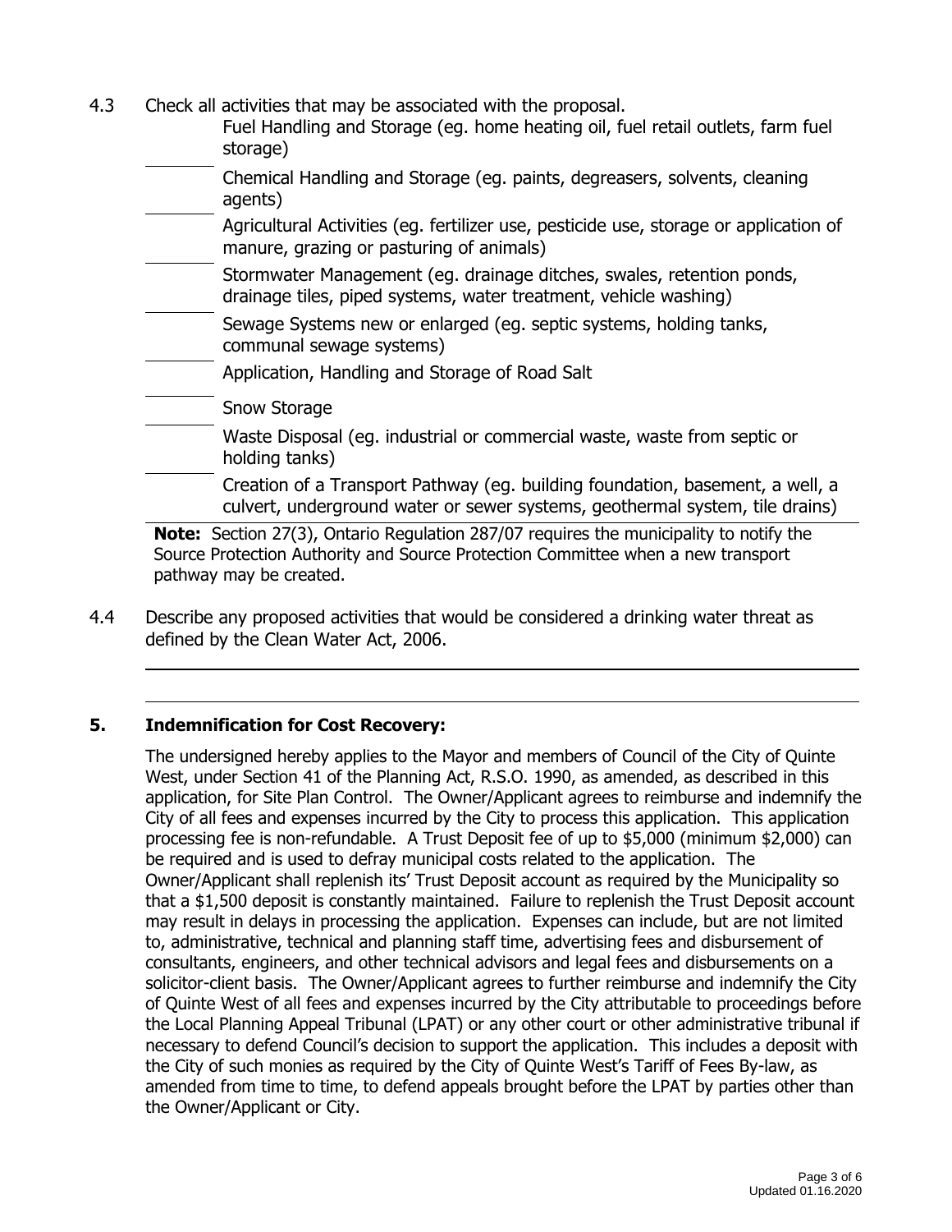4.3 Check all activities that may be associated with the proposal.

- ______ Fuel Handling and Storage (eg. home heating oil, fuel retail outlets, farm fuel storage)
- ______ Chemical Handling and Storage (eg. paints, degreasers, solvents, cleaning agents)
- ______ Agricultural Activities (eg. fertilizer use, pesticide use, storage or application of manure, grazing or pasturing of animals)
- ______ Stormwater Management (eg. drainage ditches, swales, retention ponds, drainage tiles, piped systems, water treatment, vehicle washing)
- ______ Sewage Systems new or enlarged (eg. septic systems, holding tanks, communal sewage systems)
- ______ Application, Handling and Storage of Road Salt
- ______ Snow Storage
- ______ Waste Disposal (eg. industrial or commercial waste, waste from septic or holding tanks)
- ______ Creation of a Transport Pathway (eg. building foundation, basement, a well, a culvert, underground water or sewer systems, geothermal system, tile drains)

**Note:** Section 27(3), Ontario Regulation 287/07 requires the municipality to notify the Source Protection Authority and Source Protection Committee when a new transport pathway may be created.

4.4 Describe any proposed activities that would be considered a drinking water threat as defined by the Clean Water Act, 2006.

______________________________________________________________________

______________________________________________________________________

## 5. Indemnification for Cost Recovery:

The undersigned hereby applies to the Mayor and members of Council of the City of Quinte West, under Section 41 of the Planning Act, R.S.O. 1990, as amended, as described in this application, for Site Plan Control. The Owner/Applicant agrees to reimburse and indemnify the City of all fees and expenses incurred by the City to process this application. This application processing fee is non-refundable. A Trust Deposit fee of up to $5,000 (minimum $2,000) can be required and is used to defray municipal costs related to the application. The Owner/Applicant shall replenish its' Trust Deposit account as required by the Municipality so that a $1,500 deposit is constantly maintained. Failure to replenish the Trust Deposit account may result in delays in processing the application. Expenses can include, but are not limited to, administrative, technical and planning staff time, advertising fees and disbursement of consultants, engineers, and other technical advisors and legal fees and disbursements on a solicitor-client basis. The Owner/Applicant agrees to further reimburse and indemnify the City of Quinte West of all fees and expenses incurred by the City attributable to proceedings before the Local Planning Appeal Tribunal (LPAT) or any other court or other administrative tribunal if necessary to defend Council's decision to support the application. This includes a deposit with the City of such monies as required by the City of Quinte West's Tariff of Fees By-law, as amended from time to time, to defend appeals brought before the LPAT by parties other than the Owner/Applicant or City.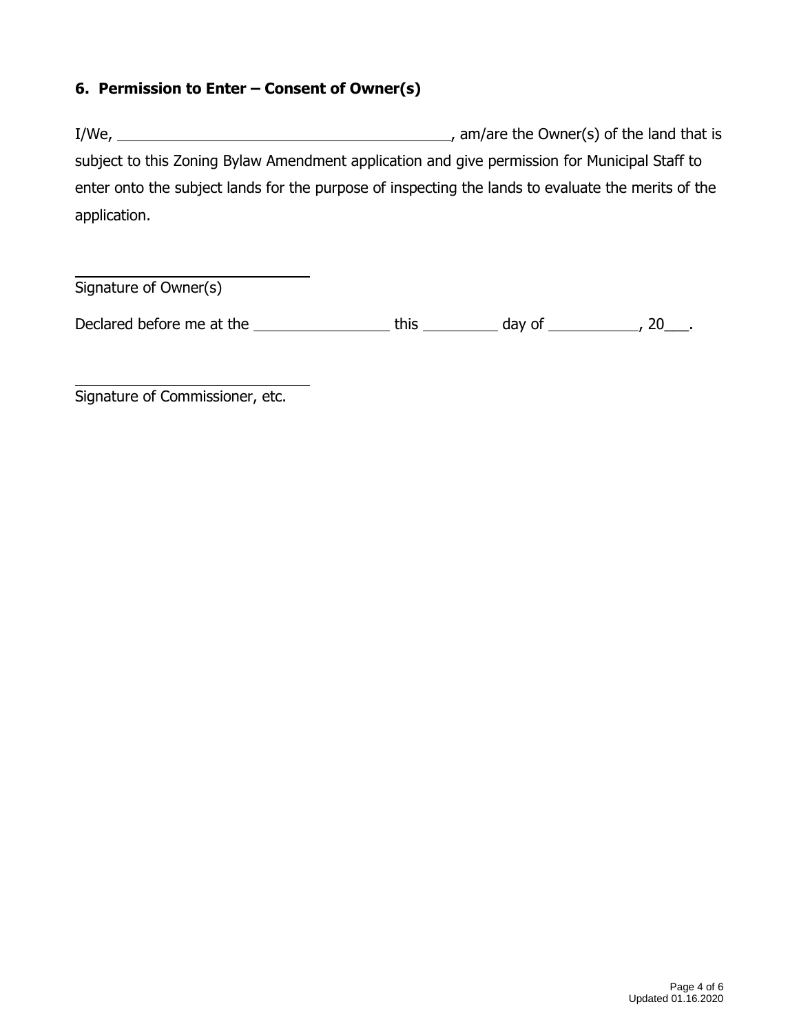### 6. Permission to Enter – Consent of Owner(s)

I/We, ____________________________________________, am/are the Owner(s) of the land that is subject to this Zoning Bylaw Amendment application and give permission for Municipal Staff to enter onto the subject lands for the purpose of inspecting the lands to evaluate the merits of the application.

______________________________
Signature of Owner(s)

Declared before me at the _________________ this __________ day of ___________, 20___.

______________________________
Signature of Commissioner, etc.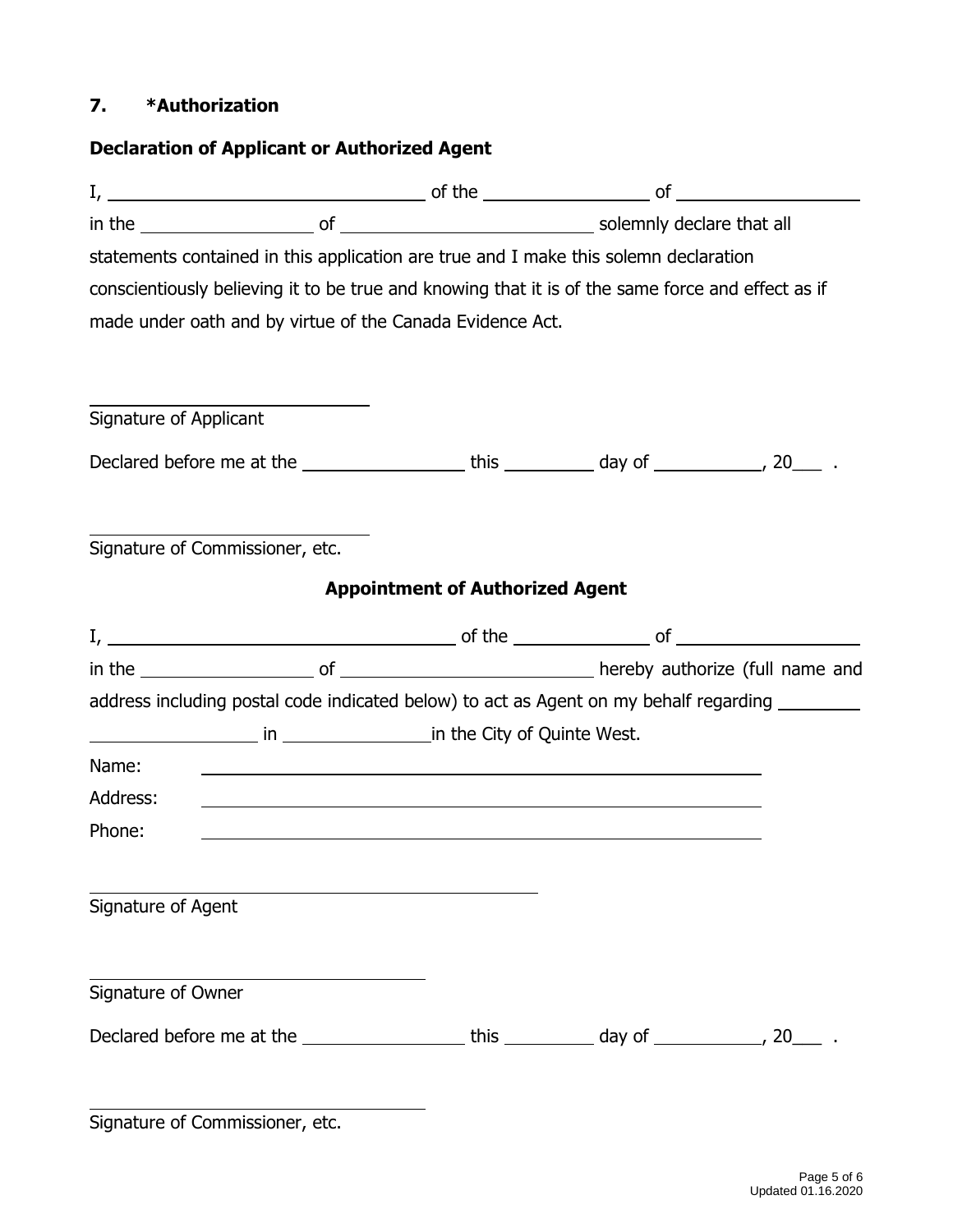## 7. *Authorization

**Declaration of Applicant or Authorized Agent**

I, ________________________________ of the ________________ of __________________ in the _________________ of __________________________ solemnly declare that all statements contained in this application are true and I make this solemn declaration conscientiously believing it to be true and knowing that it is of the same force and effect as if made under oath and by virtue of the Canada Evidence Act.

____________________________
Signature of Applicant

Declared before me at the ________________ this _________ day of ___________, 20___ .

____________________________
Signature of Commissioner, etc.

**Appointment of Authorized Agent**

I, __________________________________ of the _____________ of __________________ in the _________________ of __________________________ hereby authorize (full name and address including postal code indicated below) to act as Agent on my behalf regarding ________ _________________ in _______________ in the City of Quinte West.

Name: ____________________________________________________

Address: __________________________________________________

Phone: ___________________________________________________

____________________________________________
Signature of Agent

____________________________
Signature of Owner

Declared before me at the ________________ this _________ day of ___________, 20___ .

____________________________
Signature of Commissioner, etc.

Updated 01.16.2020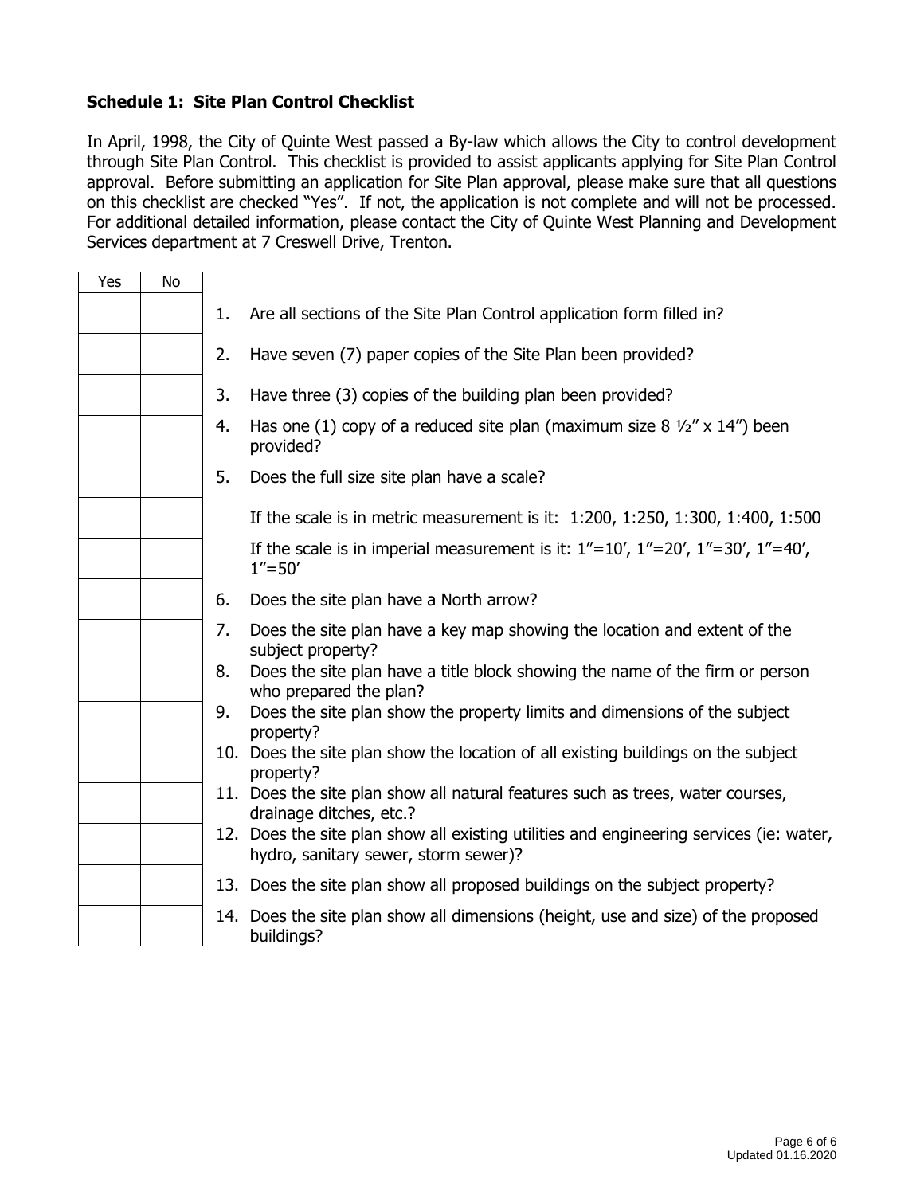### Schedule 1: Site Plan Control Checklist

In April, 1998, the City of Quinte West passed a By-law which allows the City to control development through Site Plan Control. This checklist is provided to assist applicants applying for Site Plan Control approval. Before submitting an application for Site Plan approval, please make sure that all questions on this checklist are checked "Yes". If not, the application is <u>not complete and will not be processed.</u> For additional detailed information, please contact the City of Quinte West Planning and Development Services department at 7 Creswell Drive, Trenton.

| Yes | No | |
|---|---|---|
| | | 1. Are all sections of the Site Plan Control application form filled in? |
| | | 2. Have seven (7) paper copies of the Site Plan been provided? |
| | | 3. Have three (3) copies of the building plan been provided? |
| | | 4. Has one (1) copy of a reduced site plan (maximum size 8 ½" x 14") been provided? |
| | | 5. Does the full size site plan have a scale? |
| | | If the scale is in metric measurement is it: 1:200, 1:250, 1:300, 1:400, 1:500 |
| | | If the scale is in imperial measurement is it: 1"=10', 1"=20', 1"=30', 1"=40', 1"=50' |
| | | 6. Does the site plan have a North arrow? |
| | | 7. Does the site plan have a key map showing the location and extent of the subject property? |
| | | 8. Does the site plan have a title block showing the name of the firm or person who prepared the plan? |
| | | 9. Does the site plan show the property limits and dimensions of the subject property? |
| | | 10. Does the site plan show the location of all existing buildings on the subject property? |
| | | 11. Does the site plan show all natural features such as trees, water courses, drainage ditches, etc.? |
| | | 12. Does the site plan show all existing utilities and engineering services (ie: water, hydro, sanitary sewer, storm sewer)? |
| | | 13. Does the site plan show all proposed buildings on the subject property? |
| | | 14. Does the site plan show all dimensions (height, use and size) of the proposed buildings? |

Updated 01.16.2020